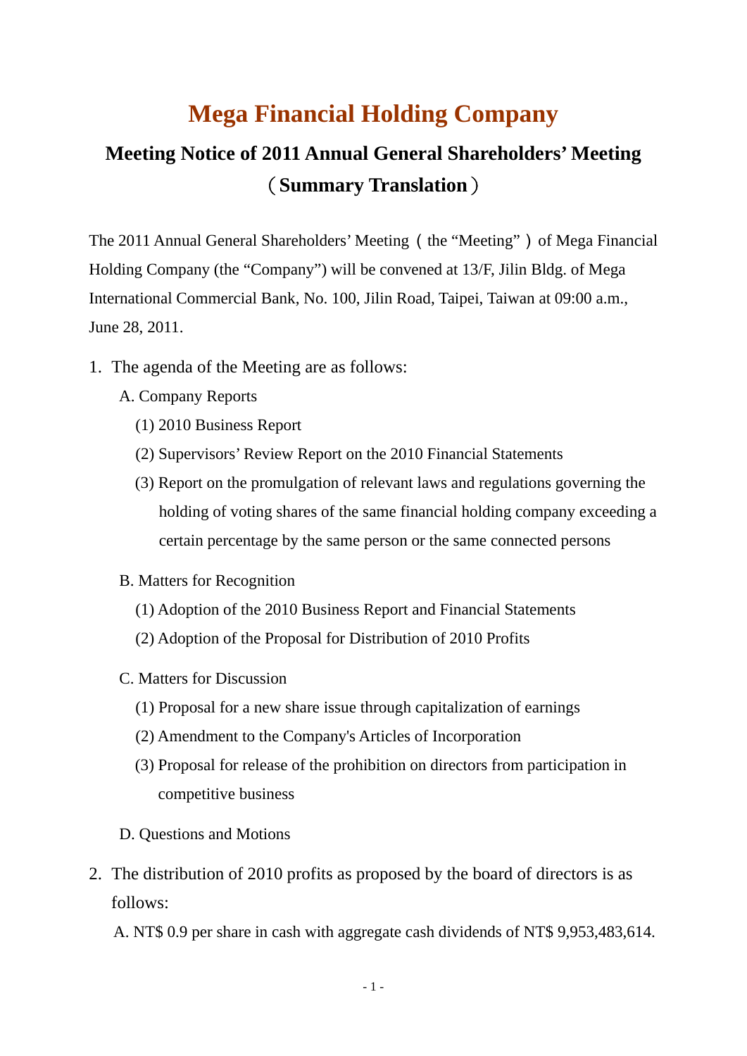# Mega Financial Holding Company

## Meeting Notice of 2011 Annual General Shareholders' Meeting（Summary Translation）

The 2011 Annual General Shareholders' Meeting（the "Meeting"）of Mega Financial Holding Company (the "Company") will be convened at 13/F, Jilin Bldg. of Mega International Commercial Bank, No. 100, Jilin Road, Taipei, Taiwan at 09:00 a.m., June 28, 2011.

1. The agenda of the Meeting are as follows:

   A. Company Reports

   (1) 2010 Business Report

   (2) Supervisors' Review Report on the 2010 Financial Statements

   (3) Report on the promulgation of relevant laws and regulations governing the holding of voting shares of the same financial holding company exceeding a certain percentage by the same person or the same connected persons

   B. Matters for Recognition

   (1) Adoption of the 2010 Business Report and Financial Statements

   (2) Adoption of the Proposal for Distribution of 2010 Profits

   C. Matters for Discussion

   (1) Proposal for a new share issue through capitalization of earnings

   (2) Amendment to the Company's Articles of Incorporation

   (3) Proposal for release of the prohibition on directors from participation in competitive business

   D. Questions and Motions

2. The distribution of 2010 profits as proposed by the board of directors is as follows:

   A. NT$ 0.9 per share in cash with aggregate cash dividends of NT$ 9,953,483,614.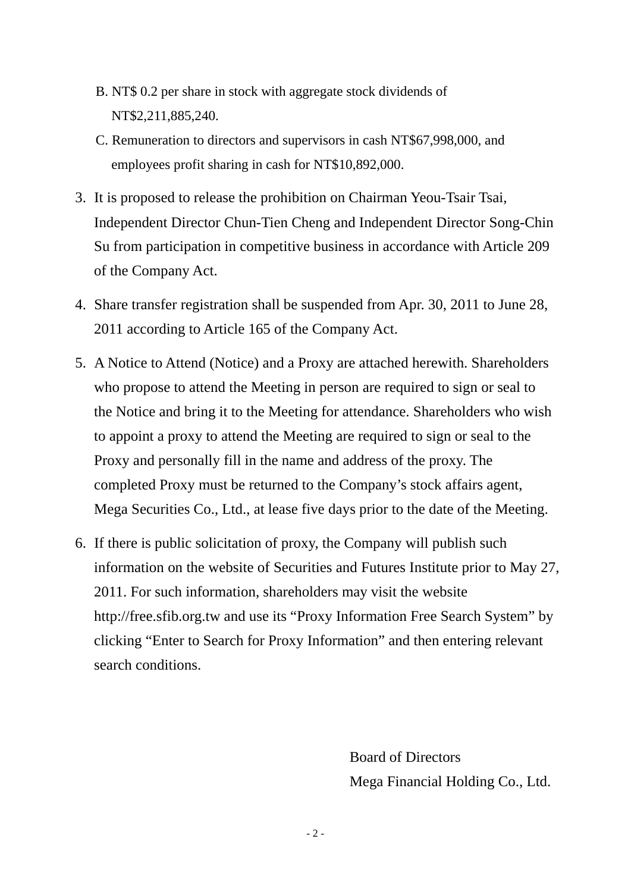B. NT$ 0.2 per share in stock with aggregate stock dividends of NT$2,211,885,240.

C. Remuneration to directors and supervisors in cash NT$67,998,000, and employees profit sharing in cash for NT$10,892,000.

3. It is proposed to release the prohibition on Chairman Yeou-Tsair Tsai, Independent Director Chun-Tien Cheng and Independent Director Song-Chin Su from participation in competitive business in accordance with Article 209 of the Company Act.

4. Share transfer registration shall be suspended from Apr. 30, 2011 to June 28, 2011 according to Article 165 of the Company Act.

5. A Notice to Attend (Notice) and a Proxy are attached herewith. Shareholders who propose to attend the Meeting in person are required to sign or seal to the Notice and bring it to the Meeting for attendance. Shareholders who wish to appoint a proxy to attend the Meeting are required to sign or seal to the Proxy and personally fill in the name and address of the proxy. The completed Proxy must be returned to the Company's stock affairs agent, Mega Securities Co., Ltd., at lease five days prior to the date of the Meeting.

6. If there is public solicitation of proxy, the Company will publish such information on the website of Securities and Futures Institute prior to May 27, 2011. For such information, shareholders may visit the website http://free.sfib.org.tw and use its "Proxy Information Free Search System" by clicking "Enter to Search for Proxy Information" and then entering relevant search conditions.

Board of Directors
Mega Financial Holding Co., Ltd.